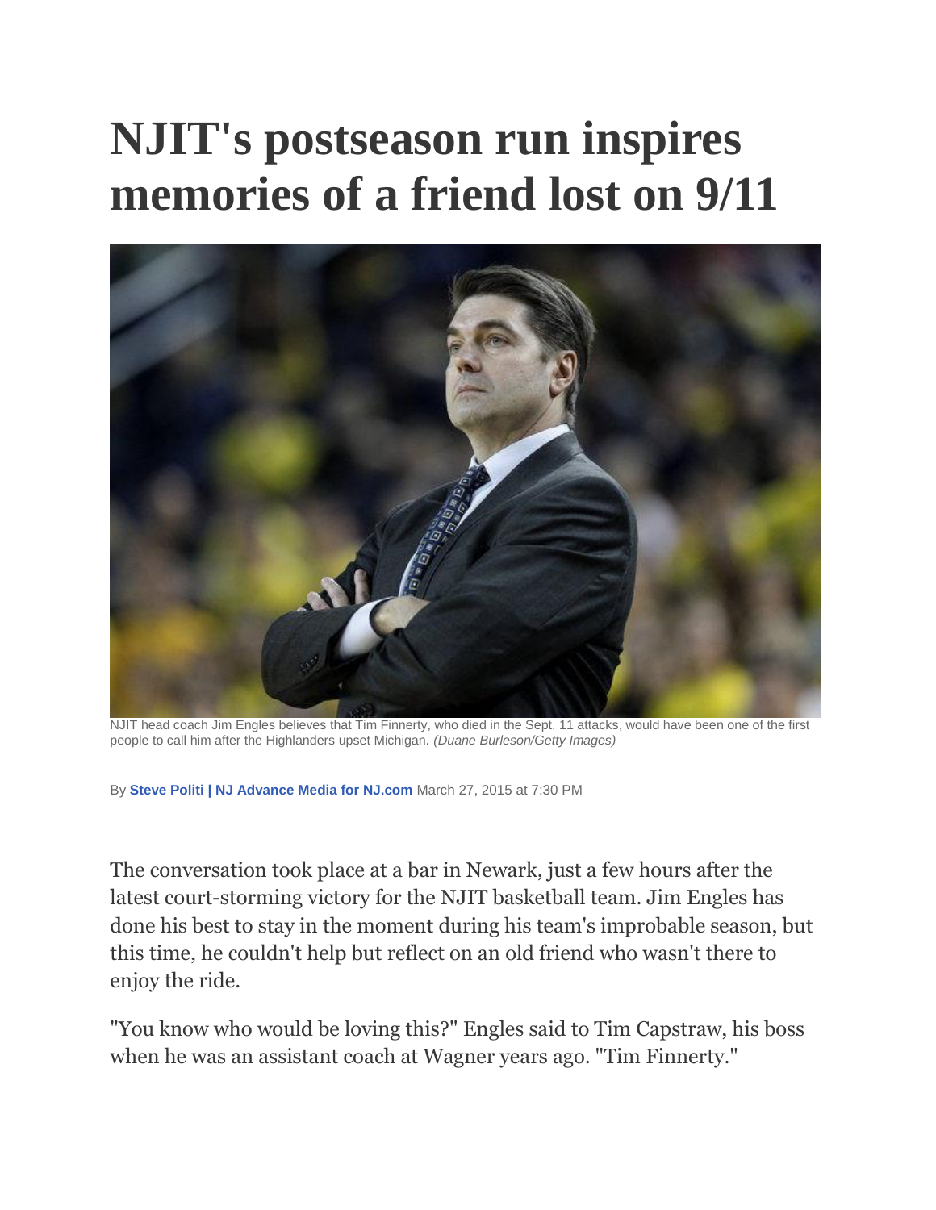# NJIT's postseason run inspires memories of a friend lost on 9/11

NJIT head coach Jim Engles believes that Tim Finnerty, who died in the Sept. 11 attacks, would have been one of the first people to call him after the Highlanders upset Michigan. *(Duane Burleson/Getty Images)*

By **Steve Politi | NJ Advance Media for NJ.com** March 27, 2015 at 7:30 PM

The conversation took place at a bar in Newark, just a few hours after the latest court-storming victory for the NJIT basketball team. Jim Engles has done his best to stay in the moment during his team's improbable season, but this time, he couldn't help but reflect on an old friend who wasn't there to enjoy the ride.

"You know who would be loving this?" Engles said to Tim Capstraw, his boss when he was an assistant coach at Wagner years ago. "Tim Finnerty."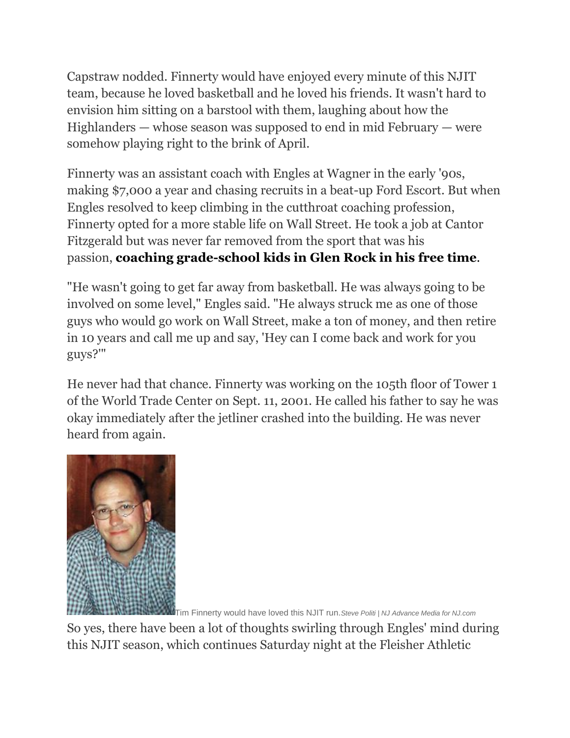Capstraw nodded. Finnerty would have enjoyed every minute of this NJIT team, because he loved basketball and he loved his friends. It wasn't hard to envision him sitting on a barstool with them, laughing about how the Highlanders — whose season was supposed to end in mid February — were somehow playing right to the brink of April.

Finnerty was an assistant coach with Engles at Wagner in the early '90s, making $7,000 a year and chasing recruits in a beat-up Ford Escort. But when Engles resolved to keep climbing in the cutthroat coaching profession, Finnerty opted for a more stable life on Wall Street. He took a job at Cantor Fitzgerald but was never far removed from the sport that was his passion, **coaching grade-school kids in Glen Rock in his free time**.

"He wasn't going to get far away from basketball. He was always going to be involved on some level," Engles said. "He always struck me as one of those guys who would go work on Wall Street, make a ton of money, and then retire in 10 years and call me up and say, 'Hey can I come back and work for you guys?'"

He never had that chance. Finnerty was working on the 105th floor of Tower 1 of the World Trade Center on Sept. 11, 2001. He called his father to say he was okay immediately after the jetliner crashed into the building. He was never heard from again.

Tim Finnerty would have loved this NJIT run. *Steve Politi | NJ Advance Media for NJ.com*

So yes, there have been a lot of thoughts swirling through Engles' mind during this NJIT season, which continues Saturday night at the Fleisher Athletic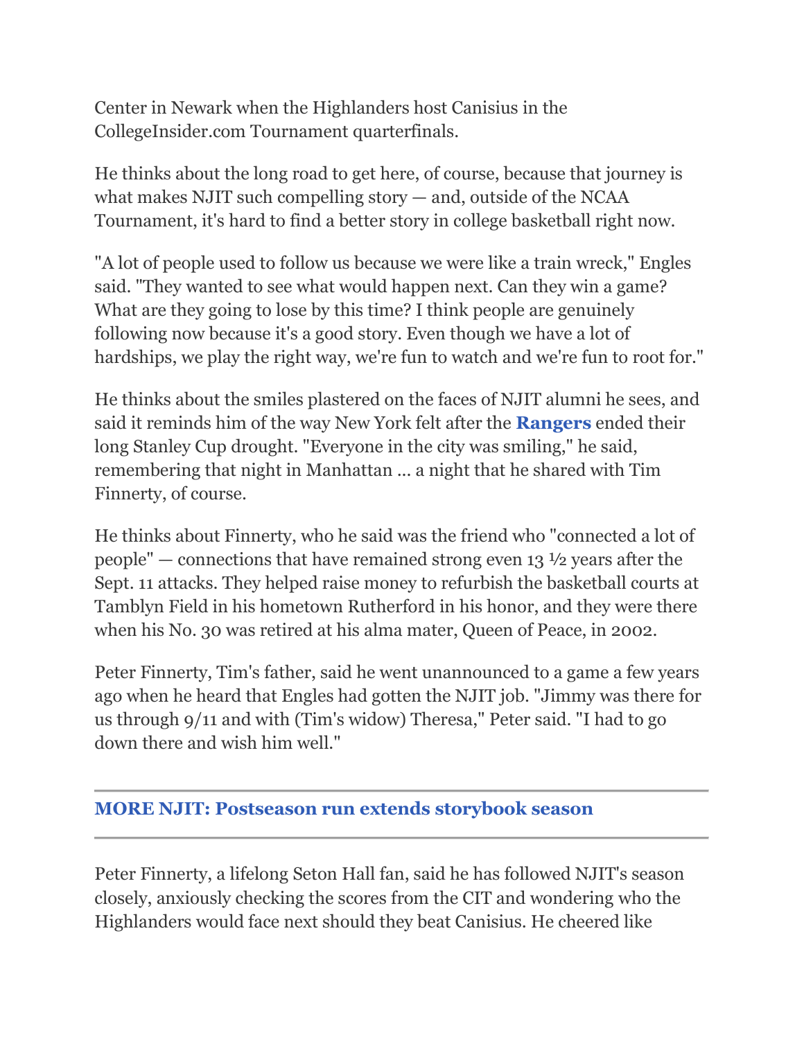Center in Newark when the Highlanders host Canisius in the CollegeInsider.com Tournament quarterfinals.

He thinks about the long road to get here, of course, because that journey is what makes NJIT such compelling story — and, outside of the NCAA Tournament, it's hard to find a better story in college basketball right now.

"A lot of people used to follow us because we were like a train wreck," Engles said. "They wanted to see what would happen next. Can they win a game? What are they going to lose by this time? I think people are genuinely following now because it's a good story. Even though we have a lot of hardships, we play the right way, we're fun to watch and we're fun to root for."

He thinks about the smiles plastered on the faces of NJIT alumni he sees, and said it reminds him of the way New York felt after the **Rangers** ended their long Stanley Cup drought. "Everyone in the city was smiling," he said, remembering that night in Manhattan ... a night that he shared with Tim Finnerty, of course.

He thinks about Finnerty, who he said was the friend who "connected a lot of people" — connections that have remained strong even 13 ½ years after the Sept. 11 attacks. They helped raise money to refurbish the basketball courts at Tamblyn Field in his hometown Rutherford in his honor, and they were there when his No. 30 was retired at his alma mater, Queen of Peace, in 2002.

Peter Finnerty, Tim's father, said he went unannounced to a game a few years ago when he heard that Engles had gotten the NJIT job. "Jimmy was there for us through 9/11 and with (Tim's widow) Theresa," Peter said. "I had to go down there and wish him well."

---

**MORE NJIT: Postseason run extends storybook season**

---

Peter Finnerty, a lifelong Seton Hall fan, said he has followed NJIT's season closely, anxiously checking the scores from the CIT and wondering who the Highlanders would face next should they beat Canisius. He cheered like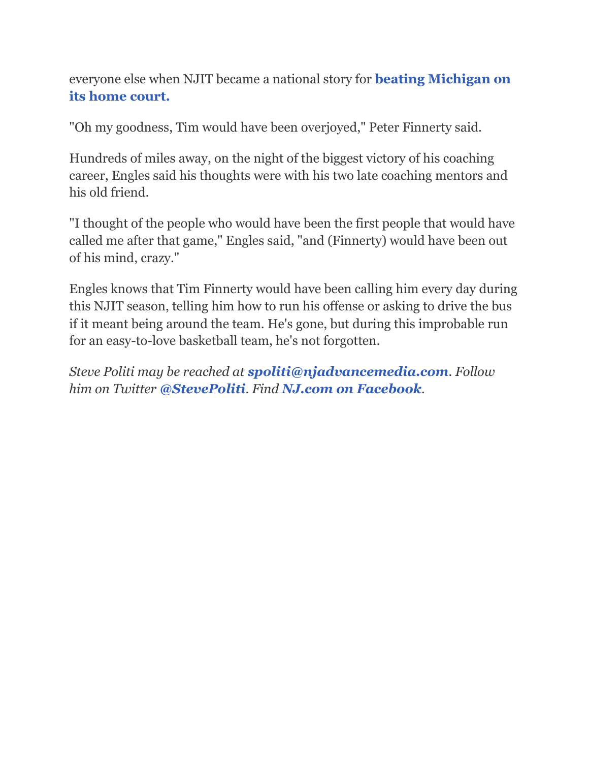everyone else when NJIT became a national story for **beating Michigan on its home court.**

"Oh my goodness, Tim would have been overjoyed," Peter Finnerty said.

Hundreds of miles away, on the night of the biggest victory of his coaching career, Engles said his thoughts were with his two late coaching mentors and his old friend.

"I thought of the people who would have been the first people that would have called me after that game," Engles said, "and (Finnerty) would have been out of his mind, crazy."

Engles knows that Tim Finnerty would have been calling him every day during this NJIT season, telling him how to run his offense or asking to drive the bus if it meant being around the team. He's gone, but during this improbable run for an easy-to-love basketball team, he's not forgotten.

*Steve Politi may be reached at **spoliti@njadvancemedia.com**. Follow him on Twitter **@StevePoliti**. Find **NJ.com on Facebook**.*